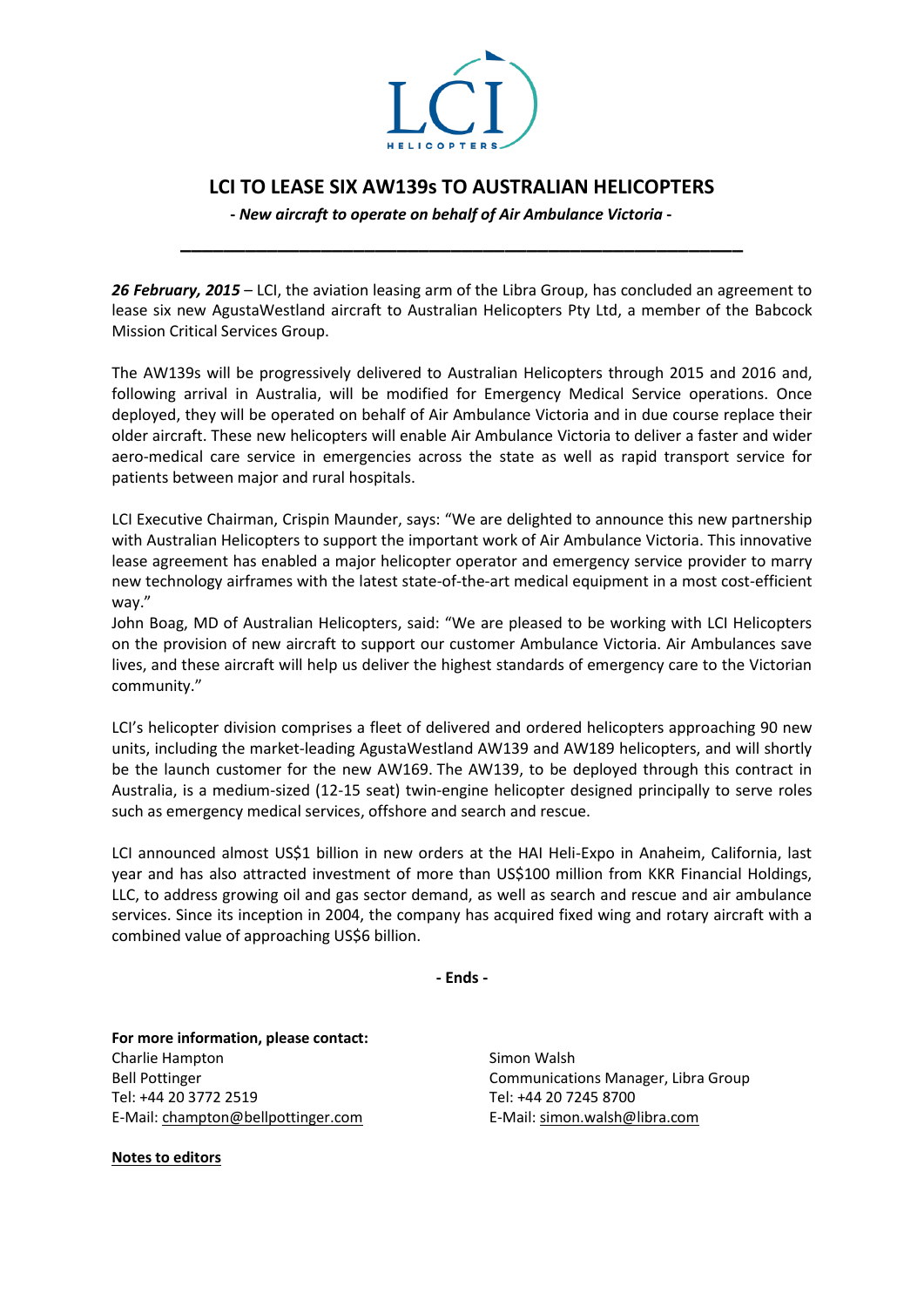# LCI TO LEASE SIX AW139s TO AUSTRALIAN HELICOPTERS

***- New aircraft to operate on behalf of Air Ambulance Victoria -***

---

***26 February, 2015*** – LCI, the aviation leasing arm of the Libra Group, has concluded an agreement to lease six new AgustaWestland aircraft to Australian Helicopters Pty Ltd, a member of the Babcock Mission Critical Services Group.

The AW139s will be progressively delivered to Australian Helicopters through 2015 and 2016 and, following arrival in Australia, will be modified for Emergency Medical Service operations. Once deployed, they will be operated on behalf of Air Ambulance Victoria and in due course replace their older aircraft. These new helicopters will enable Air Ambulance Victoria to deliver a faster and wider aero-medical care service in emergencies across the state as well as rapid transport service for patients between major and rural hospitals.

LCI Executive Chairman, Crispin Maunder, says: "We are delighted to announce this new partnership with Australian Helicopters to support the important work of Air Ambulance Victoria. This innovative lease agreement has enabled a major helicopter operator and emergency service provider to marry new technology airframes with the latest state-of-the-art medical equipment in a most cost-efficient way."

John Boag, MD of Australian Helicopters, said: "We are pleased to be working with LCI Helicopters on the provision of new aircraft to support our customer Ambulance Victoria. Air Ambulances save lives, and these aircraft will help us deliver the highest standards of emergency care to the Victorian community."

LCI's helicopter division comprises a fleet of delivered and ordered helicopters approaching 90 new units, including the market-leading AgustaWestland AW139 and AW189 helicopters, and will shortly be the launch customer for the new AW169. The AW139, to be deployed through this contract in Australia, is a medium-sized (12-15 seat) twin-engine helicopter designed principally to serve roles such as emergency medical services, offshore and search and rescue.

LCI announced almost US$1 billion in new orders at the HAI Heli-Expo in Anaheim, California, last year and has also attracted investment of more than US$100 million from KKR Financial Holdings, LLC, to address growing oil and gas sector demand, as well as search and rescue and air ambulance services. Since its inception in 2004, the company has acquired fixed wing and rotary aircraft with a combined value of approaching US$6 billion.

**- Ends -**

**For more information, please contact:**

Charlie Hampton
Bell Pottinger
Tel: +44 20 3772 2519
E-Mail: champton@bellpottinger.com

Simon Walsh
Communications Manager, Libra Group
Tel: +44 20 7245 8700
E-Mail: simon.walsh@libra.com

**Notes to editors**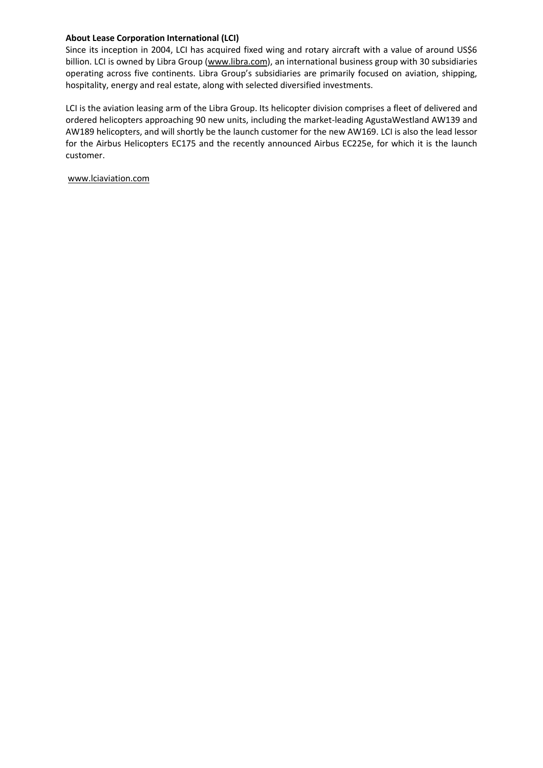**About Lease Corporation International (LCI)**

Since its inception in 2004, LCI has acquired fixed wing and rotary aircraft with a value of around US$6 billion. LCI is owned by Libra Group (www.libra.com), an international business group with 30 subsidiaries operating across five continents. Libra Group's subsidiaries are primarily focused on aviation, shipping, hospitality, energy and real estate, along with selected diversified investments.

LCI is the aviation leasing arm of the Libra Group. Its helicopter division comprises a fleet of delivered and ordered helicopters approaching 90 new units, including the market-leading AgustaWestland AW139 and AW189 helicopters, and will shortly be the launch customer for the new AW169. LCI is also the lead lessor for the Airbus Helicopters EC175 and the recently announced Airbus EC225e, for which it is the launch customer.

www.lciaviation.com